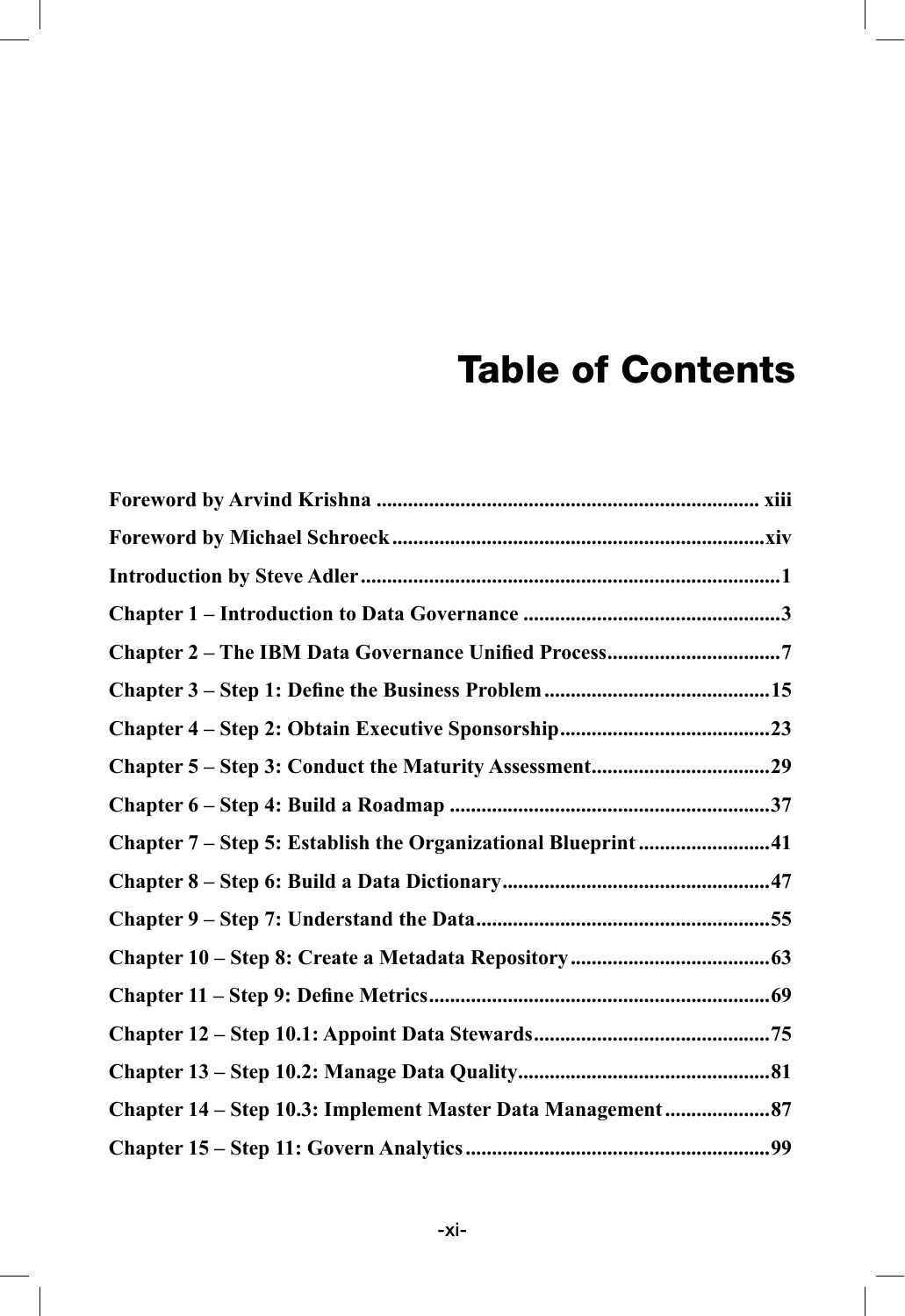# Table of Contents

**Foreword by Arvind Krishna** ........................................................................ xiii

**Foreword by Michael Schroeck** .......................................................................xiv

**Introduction by Steve Adler** ...............................................................................1

**Chapter 1 – Introduction to Data Governance** .................................................3

**Chapter 2 – The IBM Data Governance Unified Process**.................................7

**Chapter 3 – Step 1: Define the Business Problem** ...........................................15

**Chapter 4 – Step 2: Obtain Executive Sponsorship**........................................23

**Chapter 5 – Step 3: Conduct the Maturity Assessment**..................................29

**Chapter 6 – Step 4: Build a Roadmap** .............................................................37

**Chapter 7 – Step 5: Establish the Organizational Blueprint** .........................41

**Chapter 8 – Step 6: Build a Data Dictionary**...................................................47

**Chapter 9 – Step 7: Understand the Data**........................................................55

**Chapter 10 – Step 8: Create a Metadata Repository** ......................................63

**Chapter 11 – Step 9: Define Metrics**.................................................................69

**Chapter 12 – Step 10.1: Appoint Data Stewards**.............................................75

**Chapter 13 – Step 10.2: Manage Data Quality**................................................81

**Chapter 14 – Step 10.3: Implement Master Data Management** ....................87

**Chapter 15 – Step 11: Govern Analytics** ..........................................................99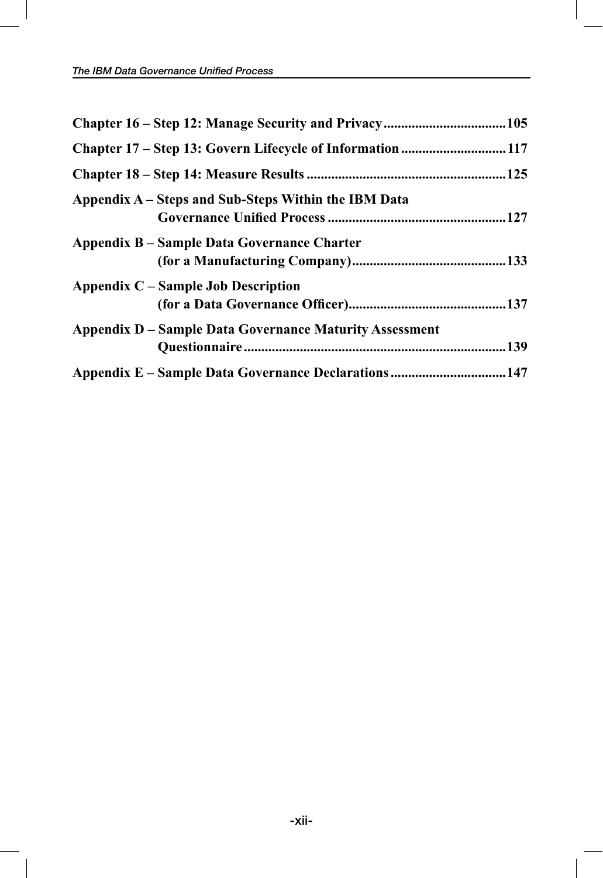**Chapter 16 – Step 12: Manage Security and Privacy** .................................. **105**

**Chapter 17 – Step 13: Govern Lifecycle of Information** ............................ **117**

**Chapter 18 – Step 14: Measure Results** ....................................................... **125**

**Appendix A – Steps and Sub-Steps Within the IBM Data Governance Unified Process** .................................................. **127**

**Appendix B – Sample Data Governance Charter (for a Manufacturing Company)** ........................................... **133**

**Appendix C – Sample Job Description (for a Data Governance Officer)** ............................................ **137**

**Appendix D – Sample Data Governance Maturity Assessment Questionnaire** ......................................................................... **139**

**Appendix E – Sample Data Governance Declarations** ................................ **147**